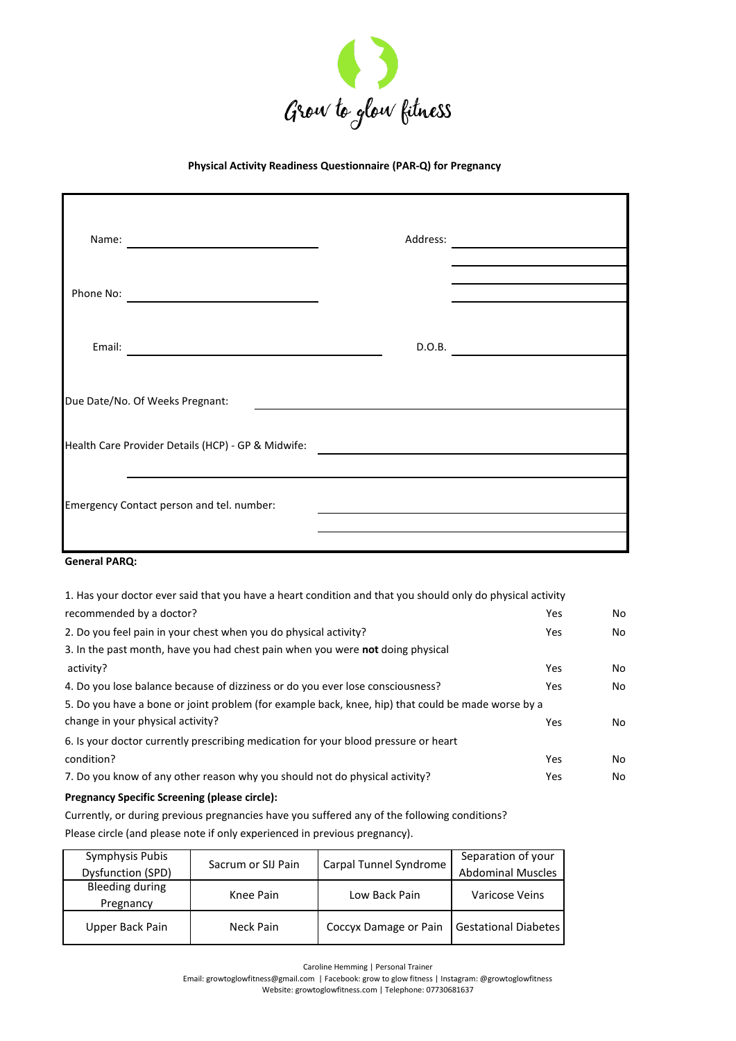Grow to glow fitness

**Physical Activity Readiness Questionnaire (PAR-Q) for Pregnancy**

Name: ______________________ Address: ______________________

______________________

______________________

Phone No: ______________________ ______________________

Email: ______________________ D.O.B. ______________________

Due Date/No. Of Weeks Pregnant: ______________________

Health Care Provider Details (HCP) - GP & Midwife: ______________________

______________________

Emergency Contact person and tel. number: ______________________

______________________

**General PARQ:**

| Question | | |
|---|---|---|
| 1. Has your doctor ever said that you have a heart condition and that you should only do physical activity recommended by a doctor? | Yes | No |
| 2. Do you feel pain in your chest when you do physical activity? | Yes | No |
| 3. In the past month, have you had chest pain when you were **not** doing physical activity? | Yes | No |
| 4. Do you lose balance because of dizziness or do you ever lose consciousness? | Yes | No |
| 5. Do you have a bone or joint problem (for example back, knee, hip) that could be made worse by a change in your physical activity? | Yes | No |
| 6. Is your doctor currently prescribing medication for your blood pressure or heart condition? | Yes | No |
| 7. Do you know of any other reason why you should not do physical activity? | Yes | No |

**Pregnancy Specific Screening (please circle):**

Currently, or during previous pregnancies have you suffered any of the following conditions?
Please circle (and please note if only experienced in previous pregnancy).

| Symphysis Pubis Dysfunction (SPD) | Sacrum or SIJ Pain | Carpal Tunnel Syndrome | Separation of your Abdominal Muscles |
|---|---|---|---|
| Bleeding during Pregnancy | Knee Pain | Low Back Pain | Varicose Veins |
| Upper Back Pain | Neck Pain | Coccyx Damage or Pain | Gestational Diabetes |

Caroline Hemming | Personal Trainer
Email: growtoglowfitness@gmail.com | Facebook: grow to glow fitness | Instagram: @growtoglowfitness
Website: growtoglowfitness.com | Telephone: 07730681637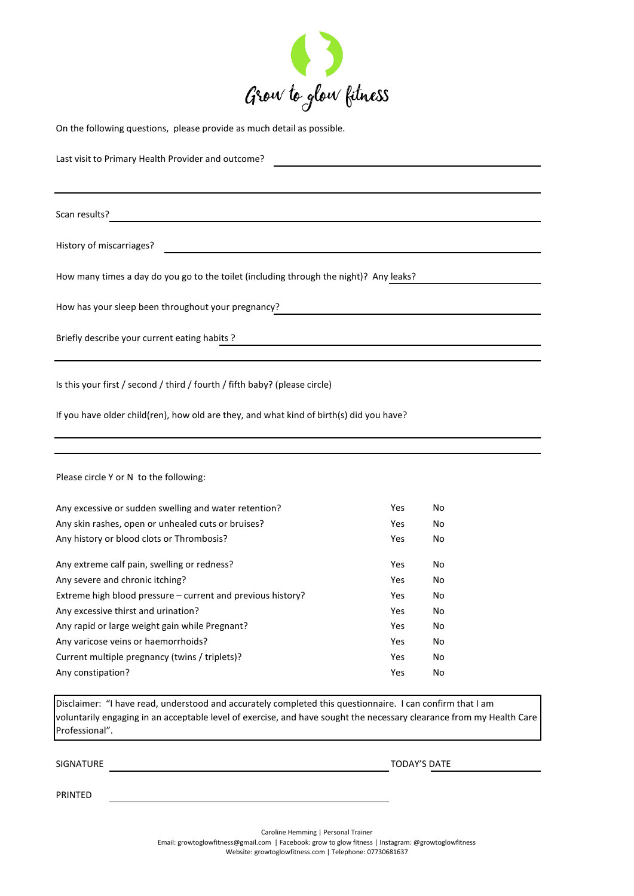Grow to glow fitness

On the following questions, please provide as much detail as possible.

Last visit to Primary Health Provider and outcome? ______________________________

______________________________________________________________________

Scan results? ______________________________________________________________

History of miscarriages? ______________________________________________________

How many times a day do you go to the toilet (including through the night)? Any leaks? ____________

How has your sleep been throughout your pregnancy? ______________________________

Briefly describe your current eating habits ? ______________________________________

______________________________________________________________________

Is this your first / second / third / fourth / fifth baby? (please circle)

If you have older child(ren), how old are they, and what kind of birth(s) did you have?

______________________________________________________________________

______________________________________________________________________

Please circle Y or N to the following:

| | | |
|---|---|---|
| Any excessive or sudden swelling and water retention? | Yes | No |
| Any skin rashes, open or unhealed cuts or bruises? | Yes | No |
| Any history or blood clots or Thrombosis? | Yes | No |
| Any extreme calf pain, swelling or redness? | Yes | No |
| Any severe and chronic itching? | Yes | No |
| Extreme high blood pressure – current and previous history? | Yes | No |
| Any excessive thirst and urination? | Yes | No |
| Any rapid or large weight gain while Pregnant? | Yes | No |
| Any varicose veins or haemorrhoids? | Yes | No |
| Current multiple pregnancy (twins / triplets)? | Yes | No |
| Any constipation? | Yes | No |

Disclaimer: "I have read, understood and accurately completed this questionnaire. I can confirm that I am voluntarily engaging in an acceptable level of exercise, and have sought the necessary clearance from my Health Care Professional".

SIGNATURE ______________________________ TODAY'S DATE ______________

PRINTED ______________________________

Caroline Hemming | Personal Trainer
Email: growtoglowfitness@gmail.com | Facebook: grow to glow fitness | Instagram: @growtoglowfitness
Website: growtoglowfitness.com | Telephone: 07730681637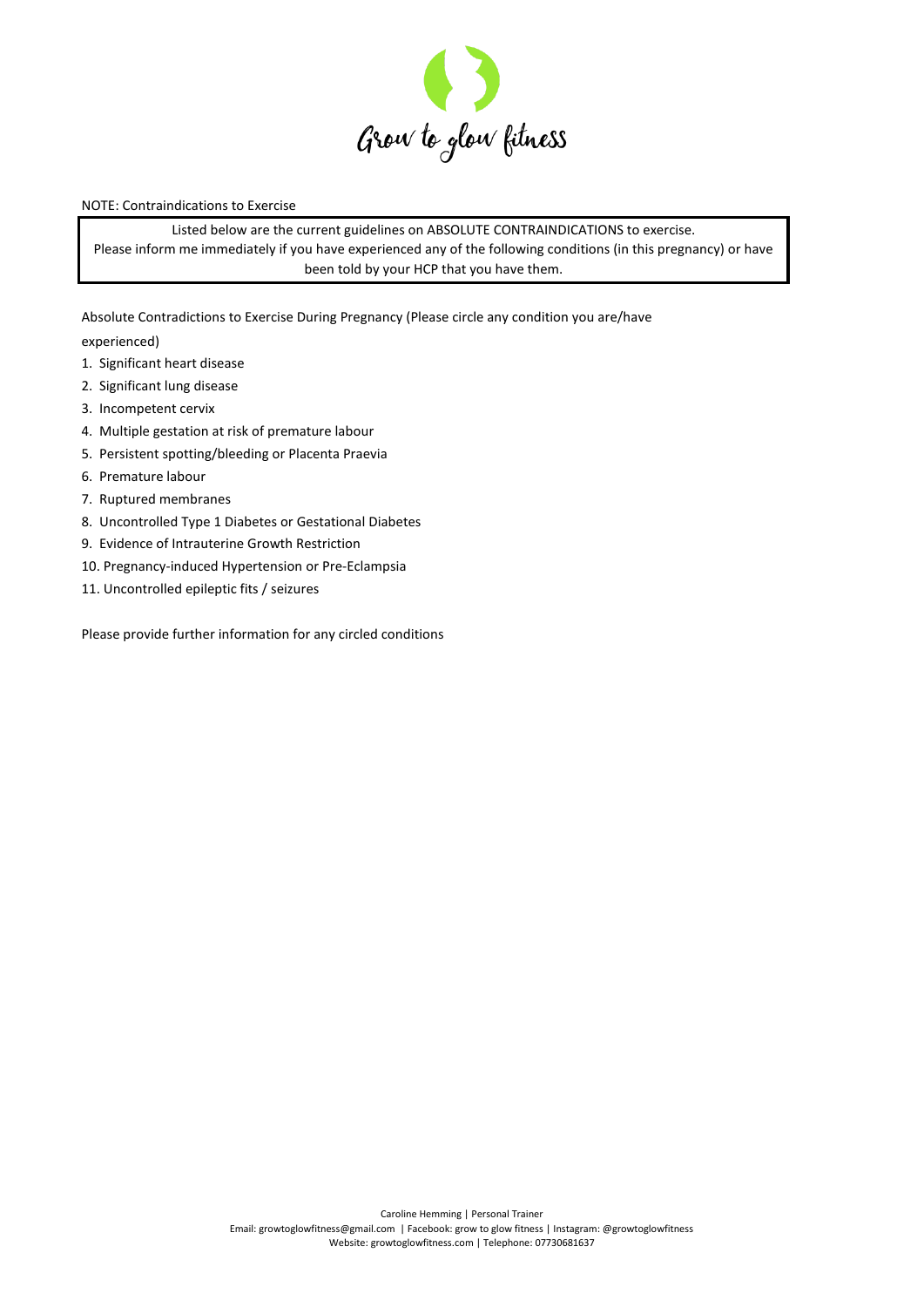Grow to glow fitness

NOTE: Contraindications to Exercise

Listed below are the current guidelines on ABSOLUTE CONTRAINDICATIONS to exercise.
Please inform me immediately if you have experienced any of the following conditions (in this pregnancy) or have been told by your HCP that you have them.

Absolute Contradictions to Exercise During Pregnancy (Please circle any condition you are/have experienced)

1. Significant heart disease
2. Significant lung disease
3. Incompetent cervix
4. Multiple gestation at risk of premature labour
5. Persistent spotting/bleeding or Placenta Praevia
6. Premature labour
7. Ruptured membranes
8. Uncontrolled Type 1 Diabetes or Gestational Diabetes
9. Evidence of Intrauterine Growth Restriction
10. Pregnancy-induced Hypertension or Pre-Eclampsia
11. Uncontrolled epileptic fits / seizures

Please provide further information for any circled conditions

Caroline Hemming | Personal Trainer
Email: growtoglowfitness@gmail.com | Facebook: grow to glow fitness | Instagram: @growtoglowfitness
Website: growtoglowfitness.com | Telephone: 07730681637